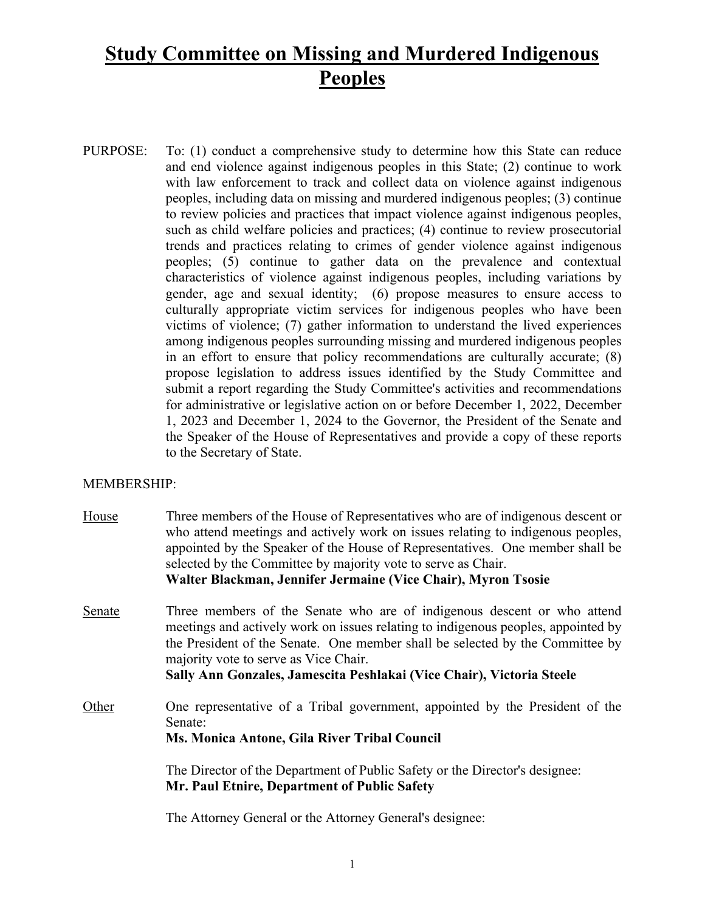# Study Committee on Missing and Murdered Indigenous Peoples

PURPOSE: To: (1) conduct a comprehensive study to determine how this State can reduce and end violence against indigenous peoples in this State; (2) continue to work with law enforcement to track and collect data on violence against indigenous peoples, including data on missing and murdered indigenous peoples; (3) continue to review policies and practices that impact violence against indigenous peoples, such as child welfare policies and practices; (4) continue to review prosecutorial trends and practices relating to crimes of gender violence against indigenous peoples; (5) continue to gather data on the prevalence and contextual characteristics of violence against indigenous peoples, including variations by gender, age and sexual identity; (6) propose measures to ensure access to culturally appropriate victim services for indigenous peoples who have been victims of violence; (7) gather information to understand the lived experiences among indigenous peoples surrounding missing and murdered indigenous peoples in an effort to ensure that policy recommendations are culturally accurate; (8) propose legislation to address issues identified by the Study Committee and submit a report regarding the Study Committee's activities and recommendations for administrative or legislative action on or before December 1, 2022, December 1, 2023 and December 1, 2024 to the Governor, the President of the Senate and the Speaker of the House of Representatives and provide a copy of these reports to the Secretary of State.

MEMBERSHIP:

<u>House</u> Three members of the House of Representatives who are of indigenous descent or who attend meetings and actively work on issues relating to indigenous peoples, appointed by the Speaker of the House of Representatives. One member shall be selected by the Committee by majority vote to serve as Chair.
**Walter Blackman, Jennifer Jermaine (Vice Chair), Myron Tsosie**

<u>Senate</u> Three members of the Senate who are of indigenous descent or who attend meetings and actively work on issues relating to indigenous peoples, appointed by the President of the Senate. One member shall be selected by the Committee by majority vote to serve as Vice Chair.
**Sally Ann Gonzales, Jamescita Peshlakai (Vice Chair), Victoria Steele**

<u>Other</u> One representative of a Tribal government, appointed by the President of the Senate:
**Ms. Monica Antone, Gila River Tribal Council**

The Director of the Department of Public Safety or the Director's designee:
**Mr. Paul Etnire, Department of Public Safety**

The Attorney General or the Attorney General's designee: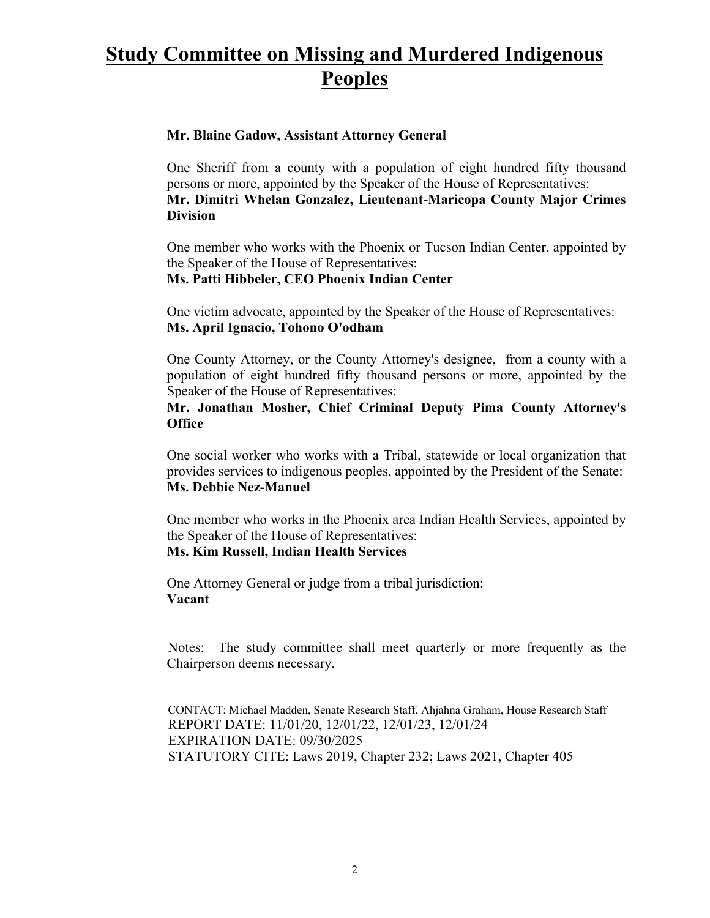# Study Committee on Missing and Murdered Indigenous Peoples

**Mr. Blaine Gadow, Assistant Attorney General**

One Sheriff from a county with a population of eight hundred fifty thousand persons or more, appointed by the Speaker of the House of Representatives:
**Mr. Dimitri Whelan Gonzalez, Lieutenant-Maricopa County Major Crimes Division**

One member who works with the Phoenix or Tucson Indian Center, appointed by the Speaker of the House of Representatives:
**Ms. Patti Hibbeler, CEO Phoenix Indian Center**

One victim advocate, appointed by the Speaker of the House of Representatives:
**Ms. April Ignacio, Tohono O'odham**

One County Attorney, or the County Attorney's designee, from a county with a population of eight hundred fifty thousand persons or more, appointed by the Speaker of the House of Representatives:
**Mr. Jonathan Mosher, Chief Criminal Deputy Pima County Attorney's Office**

One social worker who works with a Tribal, statewide or local organization that provides services to indigenous peoples, appointed by the President of the Senate:
**Ms. Debbie Nez-Manuel**

One member who works in the Phoenix area Indian Health Services, appointed by the Speaker of the House of Representatives:
**Ms. Kim Russell, Indian Health Services**

One Attorney General or judge from a tribal jurisdiction:
**Vacant**

Notes: The study committee shall meet quarterly or more frequently as the Chairperson deems necessary.

CONTACT: Michael Madden, Senate Research Staff, Ahjahna Graham, House Research Staff
REPORT DATE: 11/01/20, 12/01/22, 12/01/23, 12/01/24
EXPIRATION DATE: 09/30/2025
STATUTORY CITE: Laws 2019, Chapter 232; Laws 2021, Chapter 405